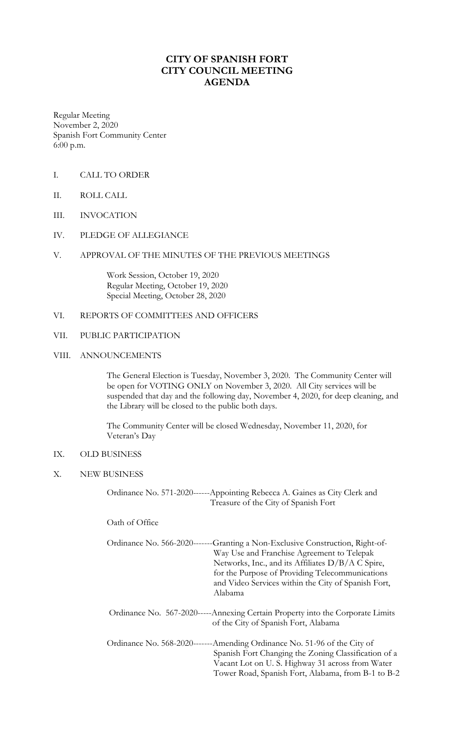# CITY OF SPANISH FORT
# CITY COUNCIL MEETING
# AGENDA

Regular Meeting
November 2, 2020
Spanish Fort Community Center
6:00 p.m.

I. CALL TO ORDER

II. ROLL CALL

III. INVOCATION

IV. PLEDGE OF ALLEGIANCE

V. APPROVAL OF THE MINUTES OF THE PREVIOUS MEETINGS

   Work Session, October 19, 2020
   Regular Meeting, October 19, 2020
   Special Meeting, October 28, 2020

VI. REPORTS OF COMMITTEES AND OFFICERS

VII. PUBLIC PARTICIPATION

VIII. ANNOUNCEMENTS

   The General Election is Tuesday, November 3, 2020. The Community Center will be open for VOTING ONLY on November 3, 2020. All City services will be suspended that day and the following day, November 4, 2020, for deep cleaning, and the Library will be closed to the public both days.

   The Community Center will be closed Wednesday, November 11, 2020, for Veteran's Day

IX. OLD BUSINESS

X. NEW BUSINESS

   Ordinance No. 571-2020------Appointing Rebecca A. Gaines as City Clerk and Treasure of the City of Spanish Fort

   Oath of Office

   Ordinance No. 566-2020-------Granting a Non-Exclusive Construction, Right-of-Way Use and Franchise Agreement to Telepak Networks, Inc., and its Affiliates D/B/A C Spire, for the Purpose of Providing Telecommunications and Video Services within the City of Spanish Fort, Alabama

   Ordinance No. 567-2020-----Annexing Certain Property into the Corporate Limits of the City of Spanish Fort, Alabama

   Ordinance No. 568-2020-------Amending Ordinance No. 51-96 of the City of Spanish Fort Changing the Zoning Classification of a Vacant Lot on U. S. Highway 31 across from Water Tower Road, Spanish Fort, Alabama, from B-1 to B-2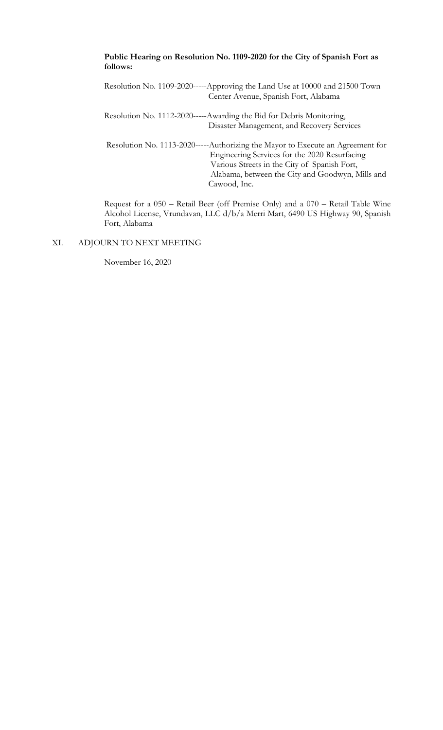**Public Hearing on Resolution No. 1109-2020 for the City of Spanish Fort as follows:**

Resolution No. 1109-2020-----Approving the Land Use at 10000 and 21500 Town Center Avenue, Spanish Fort, Alabama

Resolution No. 1112-2020-----Awarding the Bid for Debris Monitoring, Disaster Management, and Recovery Services

Resolution No. 1113-2020-----Authorizing the Mayor to Execute an Agreement for Engineering Services for the 2020 Resurfacing Various Streets in the City of Spanish Fort, Alabama, between the City and Goodwyn, Mills and Cawood, Inc.

Request for a 050 – Retail Beer (off Premise Only) and a 070 – Retail Table Wine Alcohol License, Vrundavan, LLC d/b/a Merri Mart, 6490 US Highway 90, Spanish Fort, Alabama

XI. ADJOURN TO NEXT MEETING

November 16, 2020